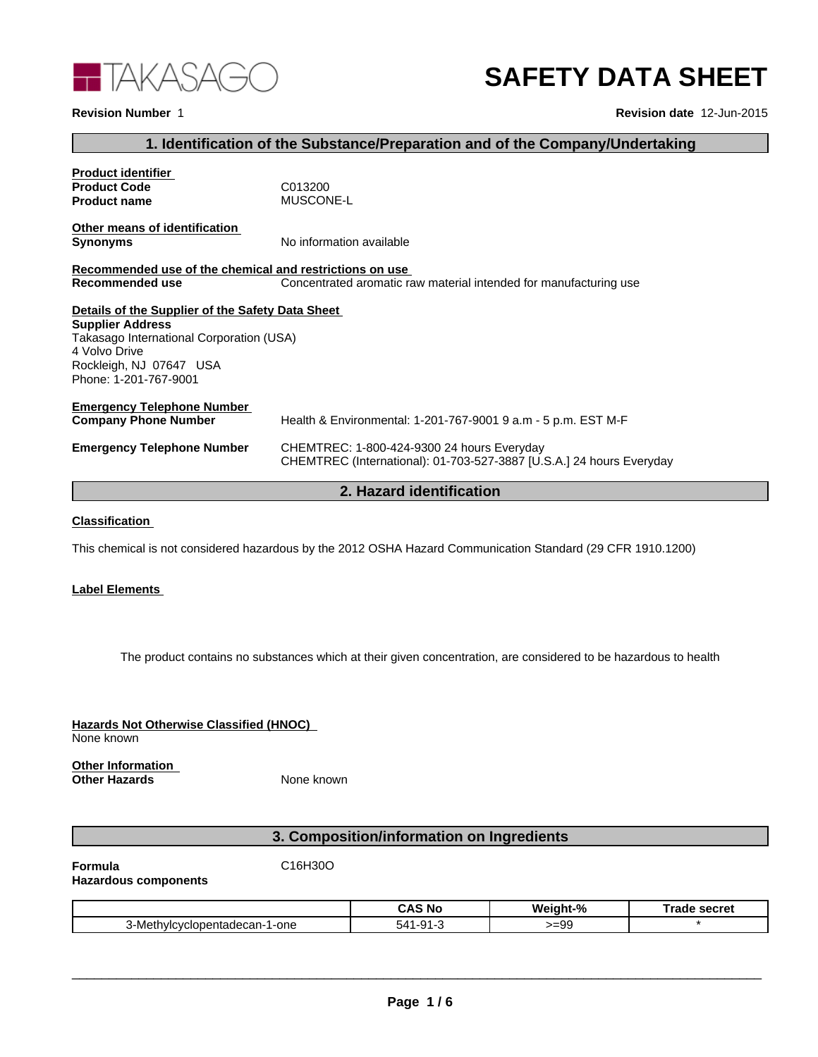TAKASAGO

# SAFETY DATA SHEET

**Revision Number** 1

**Revision date** 12-Jun-2015

## 1. Identification of the Substance/Preparation and of the Company/Undertaking

**Product identifier**

**Product Code** C013200

**Product name** MUSCONE-L

**Other means of identification**

**Synonyms** No information available

**Recommended use of the chemical and restrictions on use**

**Recommended use** Concentrated aromatic raw material intended for manufacturing use

**Details of the Supplier of the Safety Data Sheet**

**Supplier Address**
Takasago International Corporation (USA)
4 Volvo Drive
Rockleigh, NJ 07647 USA
Phone: 1-201-767-9001

**Emergency Telephone Number**

**Company Phone Number** Health & Environmental: 1-201-767-9001 9 a.m - 5 p.m. EST M-F

**Emergency Telephone Number** CHEMTREC: 1-800-424-9300 24 hours Everyday
CHEMTREC (International): 01-703-527-3887 [U.S.A.] 24 hours Everyday

## 2. Hazard identification

**Classification**

This chemical is not considered hazardous by the 2012 OSHA Hazard Communication Standard (29 CFR 1910.1200)

**Label Elements**

The product contains no substances which at their given concentration, are considered to be hazardous to health

**Hazards Not Otherwise Classified (HNOC)**
None known

**Other Information**

**Other Hazards** None known

## 3. Composition/information on Ingredients

**Formula** $C_{16}H_{30}O$

**Hazardous components**

| | CAS No | Weight-% | Trade secret |
|---|---|---|---|
| 3-Methylcyclopentadecan-1-one | 541-91-3 | >=99 | * |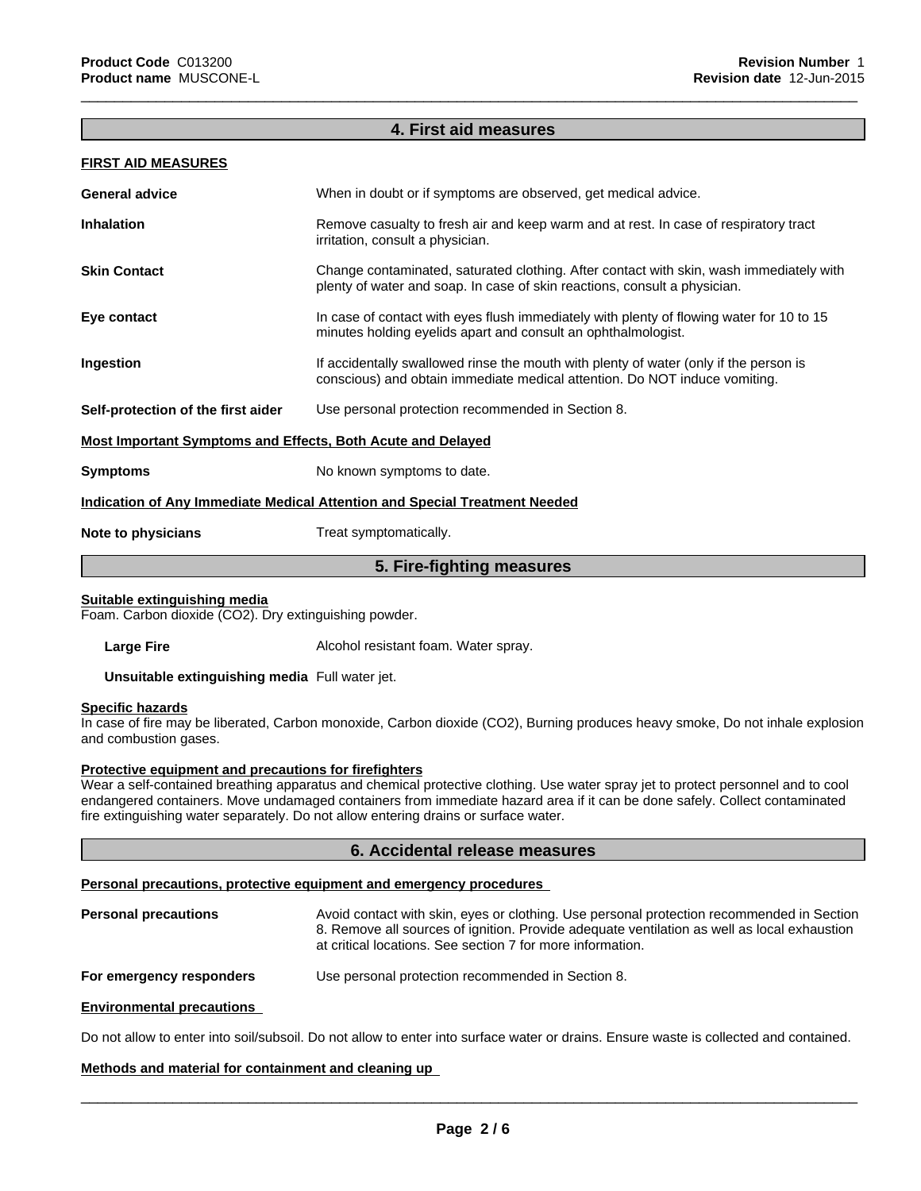## 4. First aid measures

**FIRST AID MEASURES**

**General advice** When in doubt or if symptoms are observed, get medical advice.

**Inhalation** Remove casualty to fresh air and keep warm and at rest. In case of respiratory tract irritation, consult a physician.

**Skin Contact** Change contaminated, saturated clothing. After contact with skin, wash immediately with plenty of water and soap. In case of skin reactions, consult a physician.

**Eye contact** In case of contact with eyes flush immediately with plenty of flowing water for 10 to 15 minutes holding eyelids apart and consult an ophthalmologist.

**Ingestion** If accidentally swallowed rinse the mouth with plenty of water (only if the person is conscious) and obtain immediate medical attention. Do NOT induce vomiting.

**Self-protection of the first aider** Use personal protection recommended in Section 8.

**Most Important Symptoms and Effects, Both Acute and Delayed**

**Symptoms** No known symptoms to date.

**Indication of Any Immediate Medical Attention and Special Treatment Needed**

**Note to physicians** Treat symptomatically.

## 5. Fire-fighting measures

**Suitable extinguishing media**

Foam. Carbon dioxide ($CO_2$). Dry extinguishing powder.

**Large Fire** Alcohol resistant foam. Water spray.

**Unsuitable extinguishing media** Full water jet.

**Specific hazards**

In case of fire may be liberated, Carbon monoxide, Carbon dioxide ($CO_2$), Burning produces heavy smoke, Do not inhale explosion and combustion gases.

**Protective equipment and precautions for firefighters**

Wear a self-contained breathing apparatus and chemical protective clothing. Use water spray jet to protect personnel and to cool endangered containers. Move undamaged containers from immediate hazard area if it can be done safely. Collect contaminated fire extinguishing water separately. Do not allow entering drains or surface water.

## 6. Accidental release measures

**Personal precautions, protective equipment and emergency procedures**

**Personal precautions** Avoid contact with skin, eyes or clothing. Use personal protection recommended in Section 8. Remove all sources of ignition. Provide adequate ventilation as well as local exhaustion at critical locations. See section 7 for more information.

**For emergency responders** Use personal protection recommended in Section 8.

**Environmental precautions**

Do not allow to enter into soil/subsoil. Do not allow to enter into surface water or drains. Ensure waste is collected and contained.

**Methods and material for containment and cleaning up**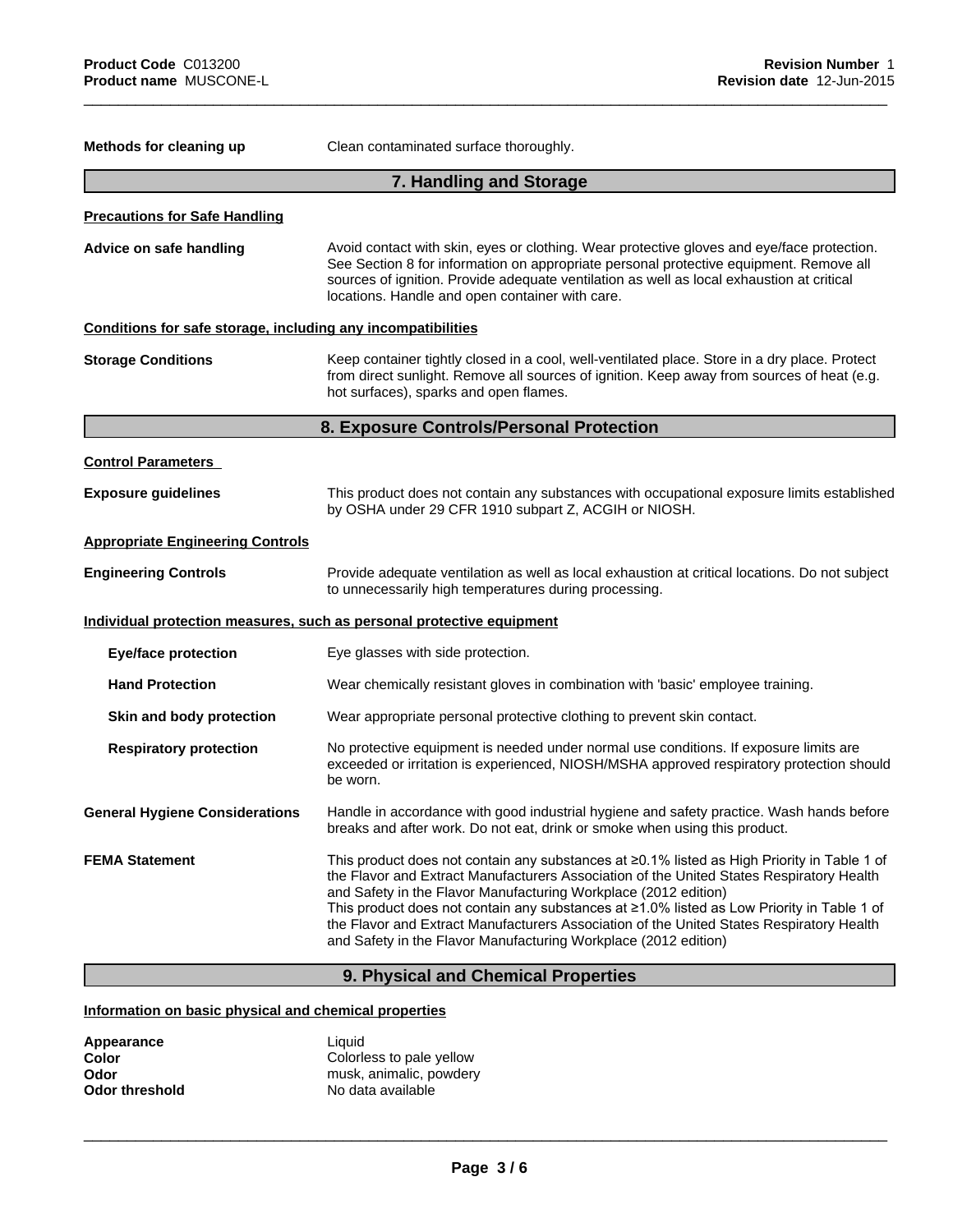**Methods for cleaning up** Clean contaminated surface thoroughly.

## 7. Handling and Storage

**Precautions for Safe Handling**

**Advice on safe handling** Avoid contact with skin, eyes or clothing. Wear protective gloves and eye/face protection. See Section 8 for information on appropriate personal protective equipment. Remove all sources of ignition. Provide adequate ventilation as well as local exhaustion at critical locations. Handle and open container with care.

**Conditions for safe storage, including any incompatibilities**

**Storage Conditions** Keep container tightly closed in a cool, well-ventilated place. Store in a dry place. Protect from direct sunlight. Remove all sources of ignition. Keep away from sources of heat (e.g. hot surfaces), sparks and open flames.

## 8. Exposure Controls/Personal Protection

**Control Parameters**

**Exposure guidelines** This product does not contain any substances with occupational exposure limits established by OSHA under 29 CFR 1910 subpart Z, ACGIH or NIOSH.

**Appropriate Engineering Controls**

**Engineering Controls** Provide adequate ventilation as well as local exhaustion at critical locations. Do not subject to unnecessarily high temperatures during processing.

**Individual protection measures, such as personal protective equipment**

**Eye/face protection** Eye glasses with side protection.

**Hand Protection** Wear chemically resistant gloves in combination with 'basic' employee training.

**Skin and body protection** Wear appropriate personal protective clothing to prevent skin contact.

**Respiratory protection** No protective equipment is needed under normal use conditions. If exposure limits are exceeded or irritation is experienced, NIOSH/MSHA approved respiratory protection should be worn.

**General Hygiene Considerations** Handle in accordance with good industrial hygiene and safety practice. Wash hands before breaks and after work. Do not eat, drink or smoke when using this product.

**FEMA Statement** This product does not contain any substances at ≥0.1% listed as High Priority in Table 1 of the Flavor and Extract Manufacturers Association of the United States Respiratory Health and Safety in the Flavor Manufacturing Workplace (2012 edition)
This product does not contain any substances at ≥1.0% listed as Low Priority in Table 1 of the Flavor and Extract Manufacturers Association of the United States Respiratory Health and Safety in the Flavor Manufacturing Workplace (2012 edition)

## 9. Physical and Chemical Properties

**Information on basic physical and chemical properties**

**Appearance** Liquid
**Color** Colorless to pale yellow
**Odor** musk, animalic, powdery
**Odor threshold** No data available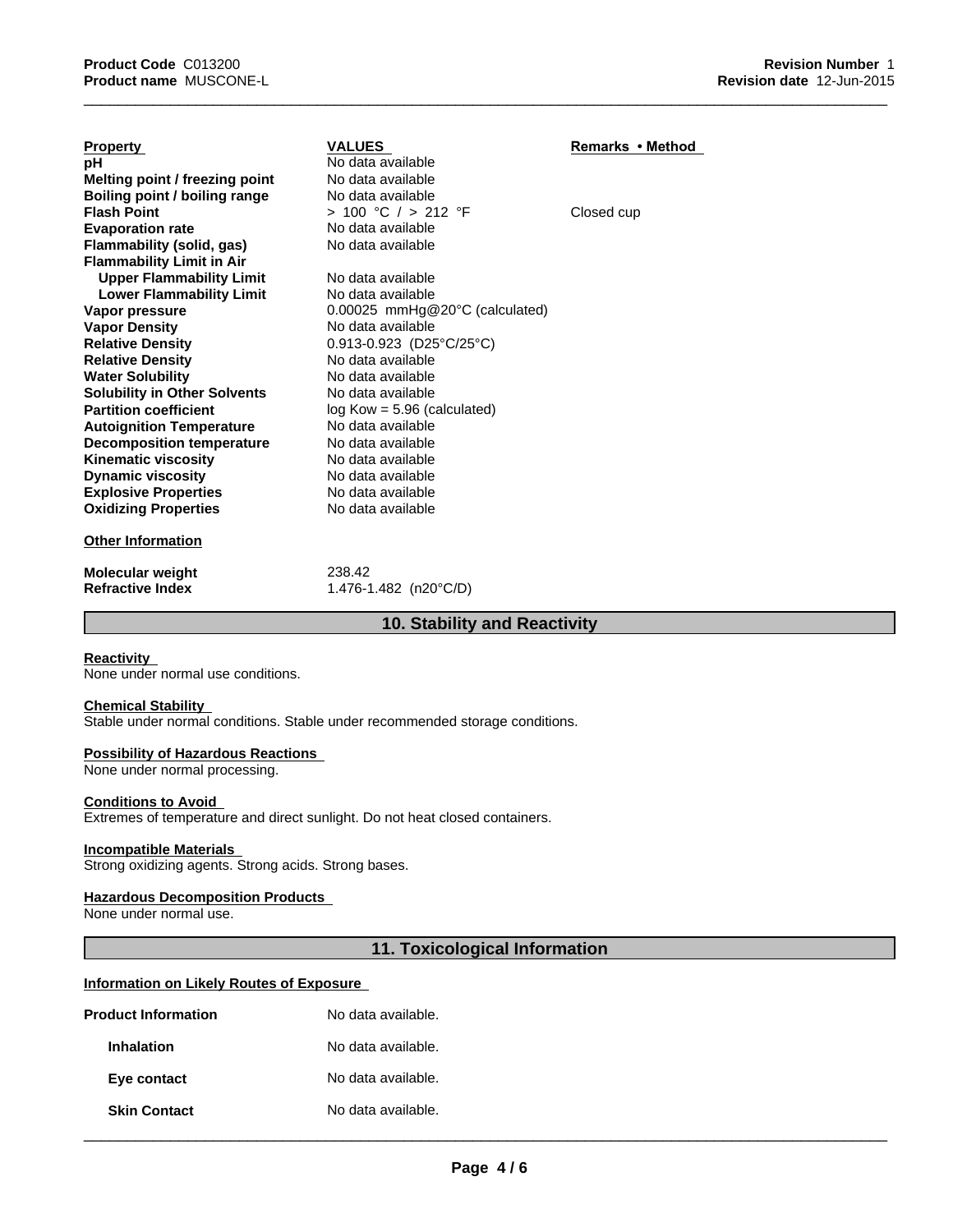| Property | VALUES | Remarks • Method |
|---|---|---|
| **pH** | No data available | |
| **Melting point / freezing point** | No data available | |
| **Boiling point / boiling range** | No data available | |
| **Flash Point** | > 100 °C / > 212 °F | Closed cup |
| **Evaporation rate** | No data available | |
| **Flammability (solid, gas)** | No data available | |
| **Flammability Limit in Air** | | |
| **Upper Flammability Limit** | No data available | |
| **Lower Flammability Limit** | No data available | |
| **Vapor pressure** | 0.00025 mmHg@20°C (calculated) | |
| **Vapor Density** | No data available | |
| **Relative Density** | 0.913-0.923 (D25°C/25°C) | |
| **Relative Density** | No data available | |
| **Water Solubility** | No data available | |
| **Solubility in Other Solvents** | No data available | |
| **Partition coefficient** | log Kow = 5.96 (calculated) | |
| **Autoignition Temperature** | No data available | |
| **Decomposition temperature** | No data available | |
| **Kinematic viscosity** | No data available | |
| **Dynamic viscosity** | No data available | |
| **Explosive Properties** | No data available | |
| **Oxidizing Properties** | No data available | |

**Other Information**

| | |
|---|---|
| **Molecular weight** | 238.42 |
| **Refractive Index** | 1.476-1.482 (n20°C/D) |

## 10. Stability and Reactivity

**Reactivity**
None under normal use conditions.

**Chemical Stability**
Stable under normal conditions. Stable under recommended storage conditions.

**Possibility of Hazardous Reactions**
None under normal processing.

**Conditions to Avoid**
Extremes of temperature and direct sunlight. Do not heat closed containers.

**Incompatible Materials**
Strong oxidizing agents. Strong acids. Strong bases.

**Hazardous Decomposition Products**
None under normal use.

## 11. Toxicological Information

**Information on Likely Routes of Exposure**

| | |
|---|---|
| **Product Information** | No data available. |
| **Inhalation** | No data available. |
| **Eye contact** | No data available. |
| **Skin Contact** | No data available. |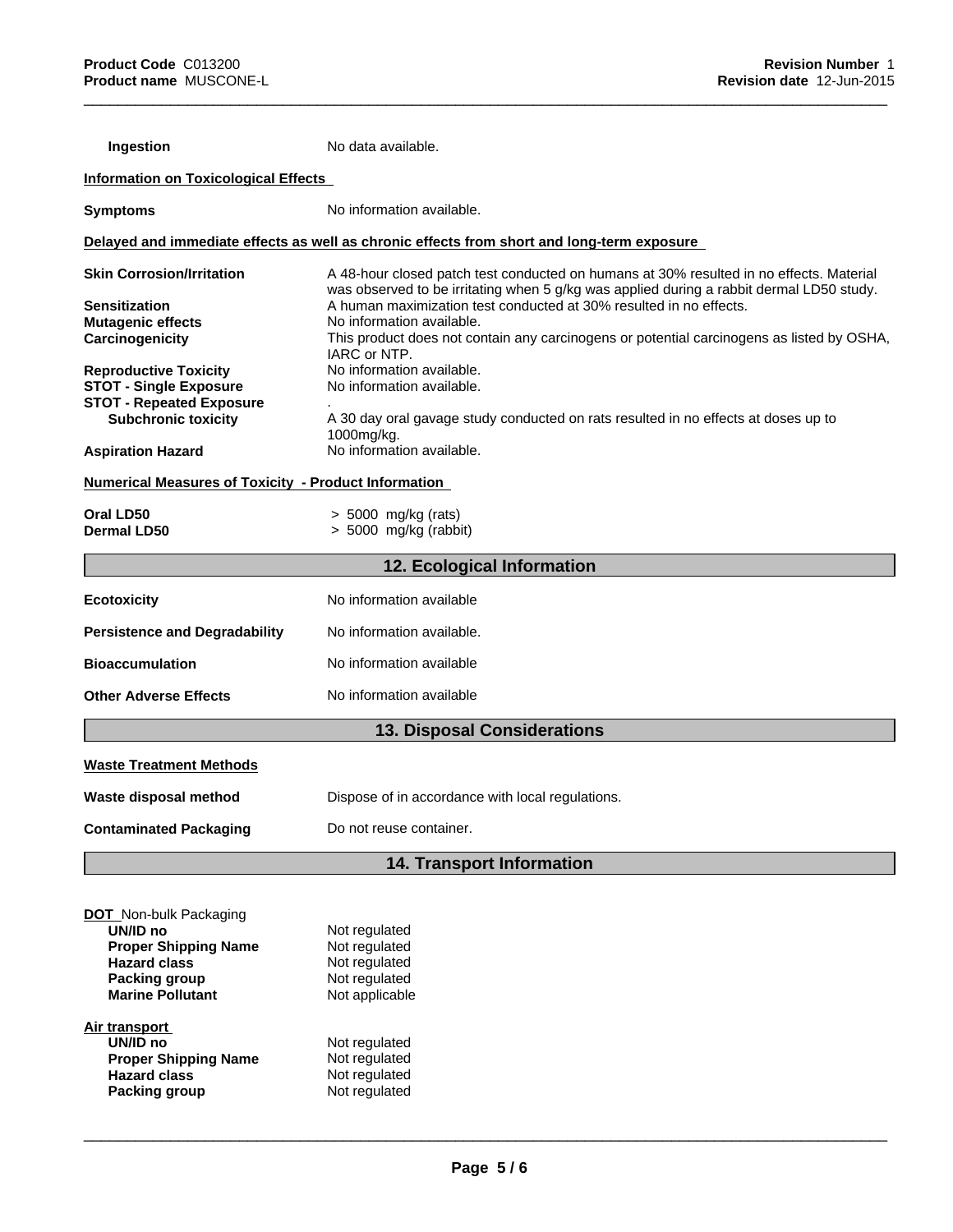**Ingestion** No data available.

**Information on Toxicological Effects**

**Symptoms** No information available.

**Delayed and immediate effects as well as chronic effects from short and long-term exposure**

| | |
|---|---|
| **Skin Corrosion/Irritation** | A 48-hour closed patch test conducted on humans at 30% resulted in no effects. Material was observed to be irritating when 5 g/kg was applied during a rabbit dermal LD50 study. |
| **Sensitization** | A human maximization test conducted at 30% resulted in no effects. |
| **Mutagenic effects** | No information available. |
| **Carcinogenicity** | This product does not contain any carcinogens or potential carcinogens as listed by OSHA, IARC or NTP. |
| **Reproductive Toxicity** | No information available. |
| **STOT - Single Exposure** | No information available. |
| **STOT - Repeated Exposure** | . |
| **Subchronic toxicity** | A 30 day oral gavage study conducted on rats resulted in no effects at doses up to 1000mg/kg. |
| **Aspiration Hazard** | No information available. |

**Numerical Measures of Toxicity - Product Information**

| | |
|---|---|
| **Oral LD50** | > 5000 mg/kg (rats) |
| **Dermal LD50** | > 5000 mg/kg (rabbit) |

## 12. Ecological Information

**Ecotoxicity** No information available

**Persistence and Degradability** No information available.

**Bioaccumulation** No information available

**Other Adverse Effects** No information available

## 13. Disposal Considerations

**Waste Treatment Methods**

**Waste disposal method** Dispose of in accordance with local regulations.

**Contaminated Packaging** Do not reuse container.

## 14. Transport Information

**DOT** Non-bulk Packaging

| | |
|---|---|
| **UN/ID no** | Not regulated |
| **Proper Shipping Name** | Not regulated |
| **Hazard class** | Not regulated |
| **Packing group** | Not regulated |
| **Marine Pollutant** | Not applicable |

**Air transport**

| | |
|---|---|
| **UN/ID no** | Not regulated |
| **Proper Shipping Name** | Not regulated |
| **Hazard class** | Not regulated |
| **Packing group** | Not regulated |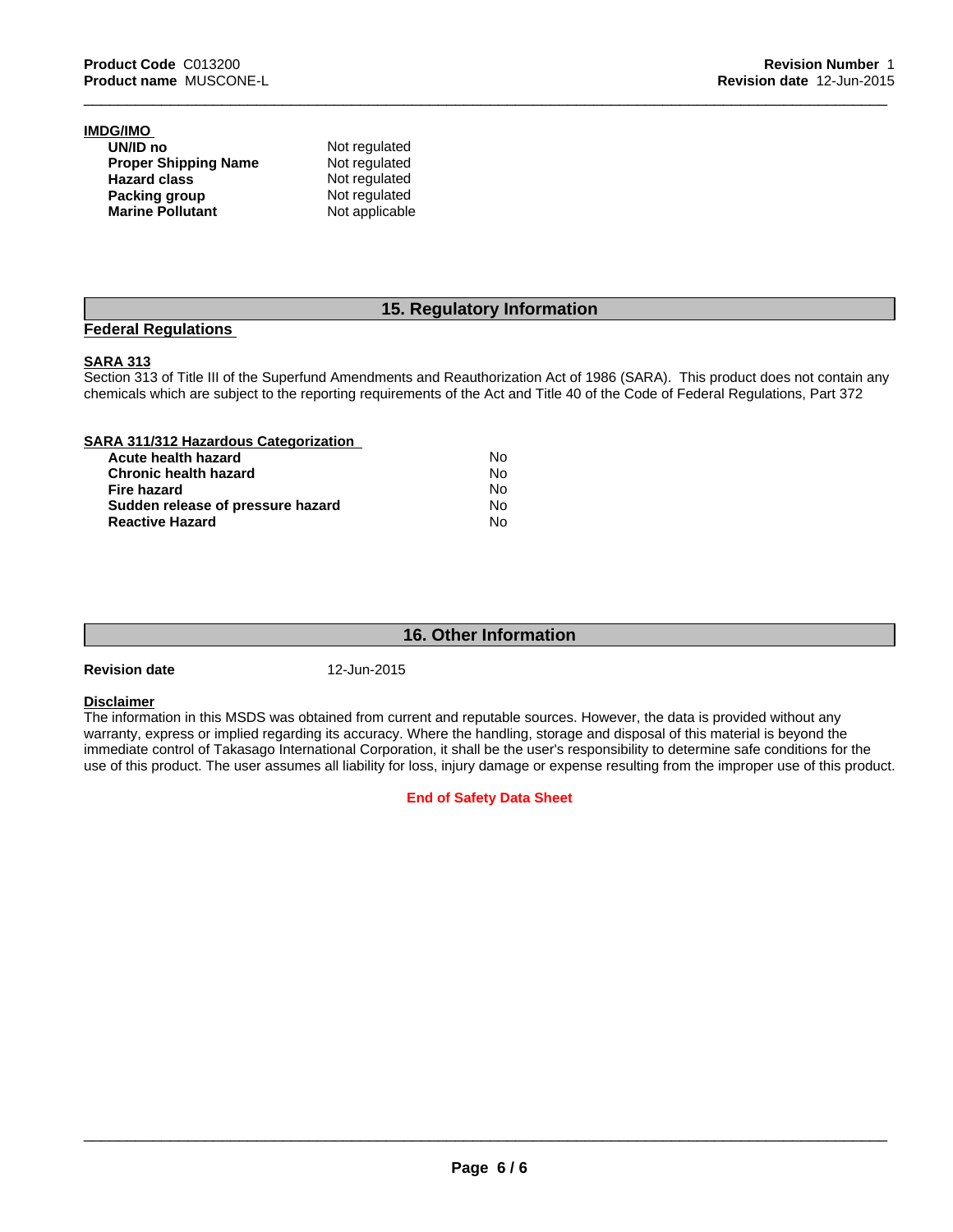**IMDG/IMO**

| | |
|---|---|
| **UN/ID no** | Not regulated |
| **Proper Shipping Name** | Not regulated |
| **Hazard class** | Not regulated |
| **Packing group** | Not regulated |
| **Marine Pollutant** | Not applicable |

## 15. Regulatory Information

**Federal Regulations**

**SARA 313**

Section 313 of Title III of the Superfund Amendments and Reauthorization Act of 1986 (SARA). This product does not contain any chemicals which are subject to the reporting requirements of the Act and Title 40 of the Code of Federal Regulations, Part 372

**SARA 311/312 Hazardous Categorization**

| | |
|---|---|
| **Acute health hazard** | No |
| **Chronic health hazard** | No |
| **Fire hazard** | No |
| **Sudden release of pressure hazard** | No |
| **Reactive Hazard** | No |

## 16. Other Information

**Revision date** 12-Jun-2015

**Disclaimer**

The information in this MSDS was obtained from current and reputable sources. However, the data is provided without any warranty, express or implied regarding its accuracy. Where the handling, storage and disposal of this material is beyond the immediate control of Takasago International Corporation, it shall be the user's responsibility to determine safe conditions for the use of this product. The user assumes all liability for loss, injury damage or expense resulting from the improper use of this product.

**End of Safety Data Sheet**